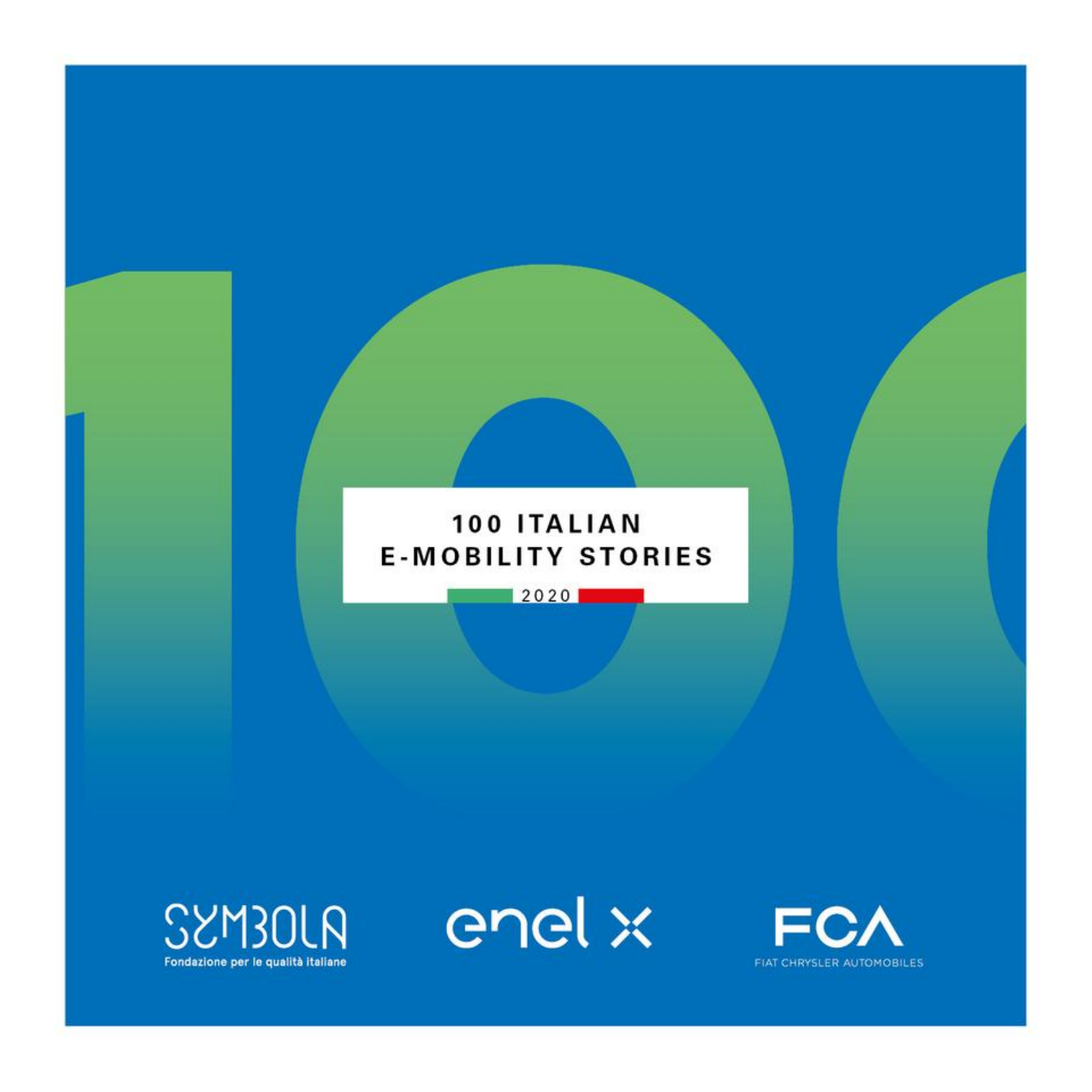# 100 ITALIAN E-MOBILITY STORIES

2020

SYMBOLA
Fondazione per le qualità italiane

enel x

FCA
FIAT CHRYSLER AUTOMOBILES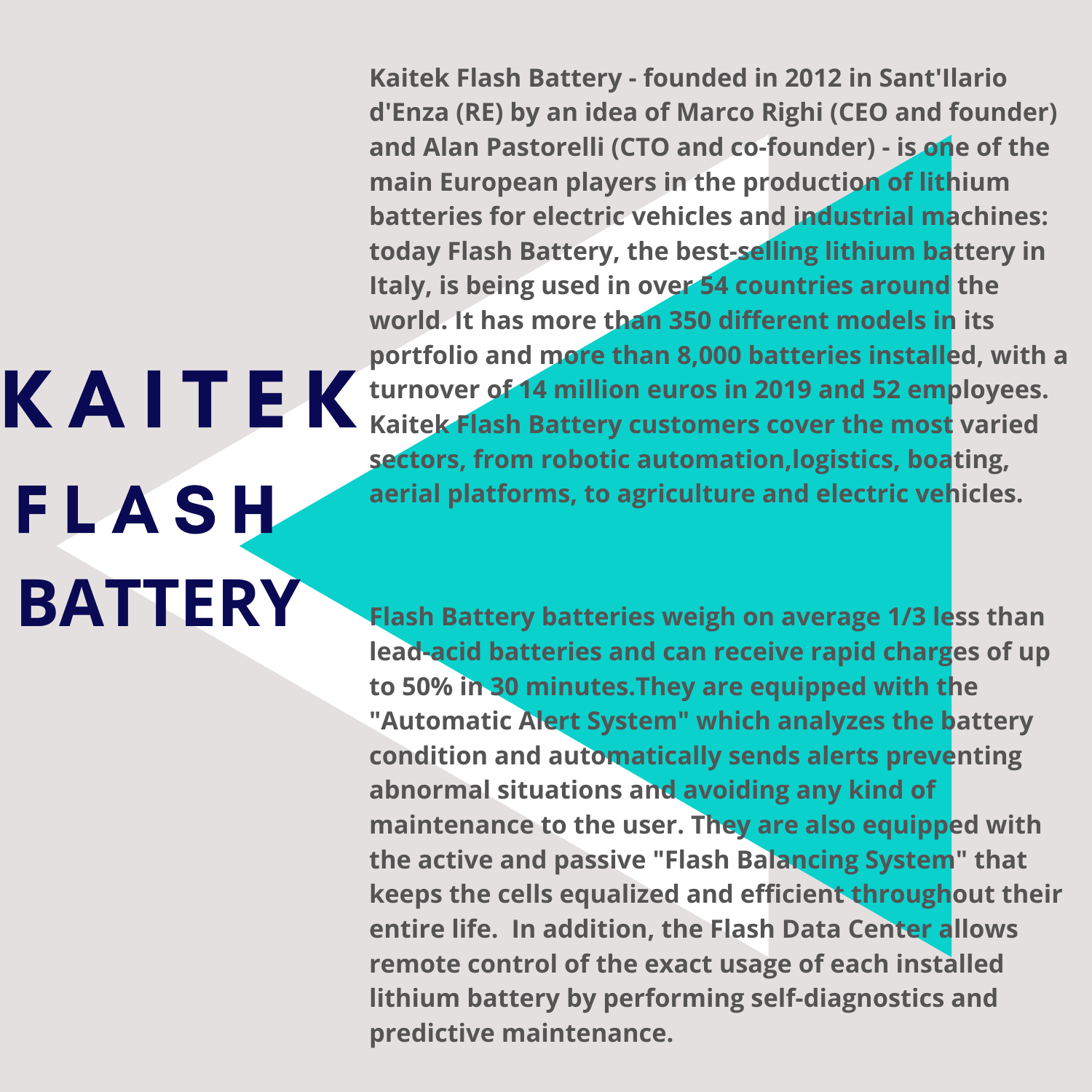# KAITEK FLASH BATTERY

**Kaitek Flash Battery - founded in 2012 in Sant'Ilario d'Enza (RE) by an idea of Marco Righi (CEO and founder) and Alan Pastorelli (CTO and co-founder) - is one of the main European players in the production of lithium batteries for electric vehicles and industrial machines: today Flash Battery, the best-selling lithium battery in Italy, is being used in over 54 countries around the world. It has more than 350 different models in its portfolio and more than 8,000 batteries installed, with a turnover of 14 million euros in 2019 and 52 employees. Kaitek Flash Battery customers cover the most varied sectors, from robotic automation,logistics, boating, aerial platforms, to agriculture and electric vehicles.**

**Flash Battery batteries weigh on average 1/3 less than lead-acid batteries and can receive rapid charges of up to 50% in 30 minutes.They are equipped with the "Automatic Alert System" which analyzes the battery condition and automatically sends alerts preventing abnormal situations and avoiding any kind of maintenance to the user. They are also equipped with the active and passive "Flash Balancing System" that keeps the cells equalized and efficient throughout their entire life. In addition, the Flash Data Center allows remote control of the exact usage of each installed lithium battery by performing self-diagnostics and predictive maintenance.**